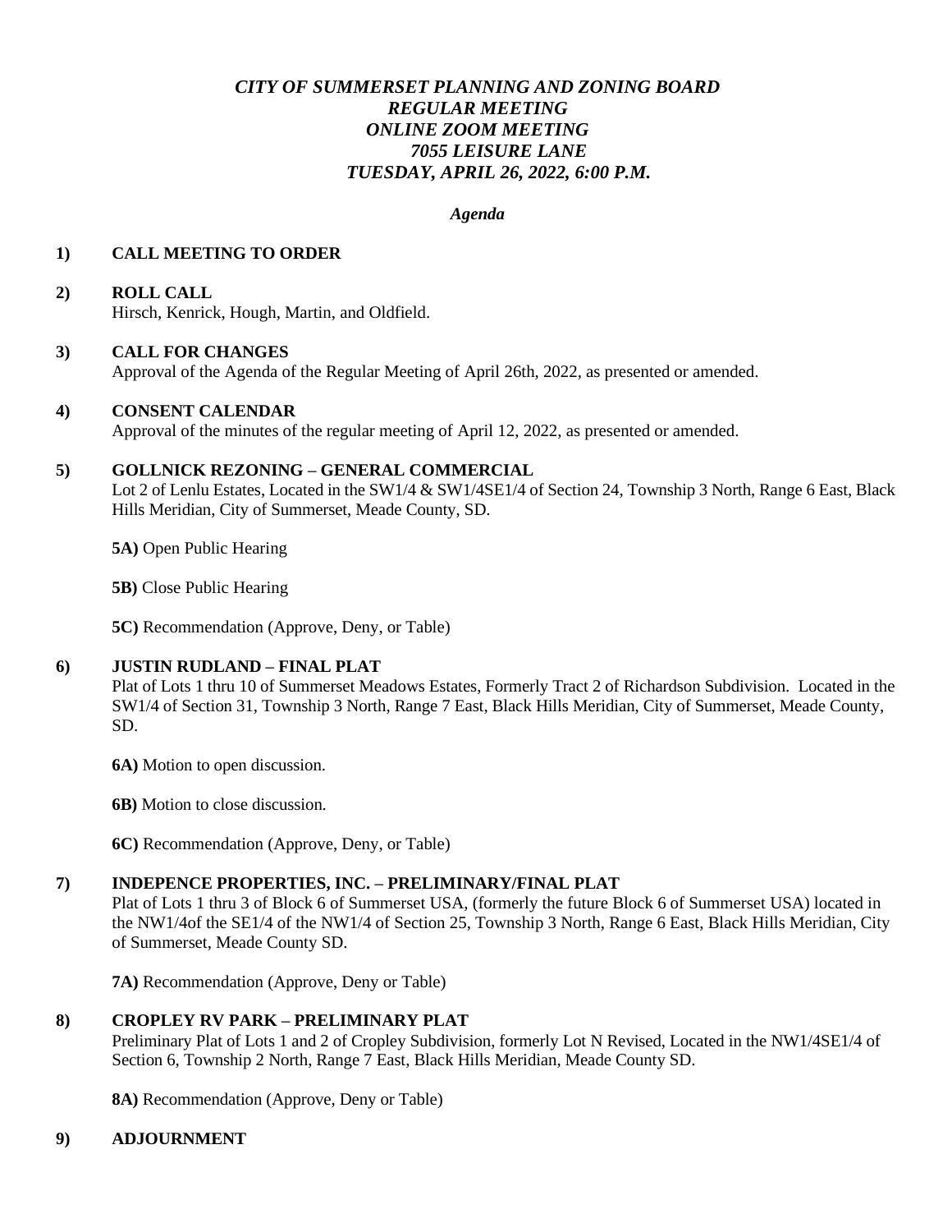# *CITY OF SUMMERSET PLANNING AND ZONING BOARD*
## *REGULAR MEETING*
## *ONLINE ZOOM MEETING*
## *7055 LEISURE LANE*
## *TUESDAY, APRIL 26, 2022, 6:00 P.M.*

*Agenda*

**1) CALL MEETING TO ORDER**

**2) ROLL CALL**
Hirsch, Kenrick, Hough, Martin, and Oldfield.

**3) CALL FOR CHANGES**
Approval of the Agenda of the Regular Meeting of April 26th, 2022, as presented or amended.

**4) CONSENT CALENDAR**
Approval of the minutes of the regular meeting of April 12, 2022, as presented or amended.

**5) GOLLNICK REZONING – GENERAL COMMERCIAL**
Lot 2 of Lenlu Estates, Located in the SW1/4 & SW1/4SE1/4 of Section 24, Township 3 North, Range 6 East, Black Hills Meridian, City of Summerset, Meade County, SD.

**5A)** Open Public Hearing

**5B)** Close Public Hearing

**5C)** Recommendation (Approve, Deny, or Table)

**6) JUSTIN RUDLAND – FINAL PLAT**
Plat of Lots 1 thru 10 of Summerset Meadows Estates, Formerly Tract 2 of Richardson Subdivision. Located in the SW1/4 of Section 31, Township 3 North, Range 7 East, Black Hills Meridian, City of Summerset, Meade County, SD.

**6A)** Motion to open discussion.

**6B)** Motion to close discussion.

**6C)** Recommendation (Approve, Deny, or Table)

**7) INDEPENCE PROPERTIES, INC. – PRELIMINARY/FINAL PLAT**
Plat of Lots 1 thru 3 of Block 6 of Summerset USA, (formerly the future Block 6 of Summerset USA) located in the NW1/4of the SE1/4 of the NW1/4 of Section 25, Township 3 North, Range 6 East, Black Hills Meridian, City of Summerset, Meade County SD.

**7A)** Recommendation (Approve, Deny or Table)

**8) CROPLEY RV PARK – PRELIMINARY PLAT**
Preliminary Plat of Lots 1 and 2 of Cropley Subdivision, formerly Lot N Revised, Located in the NW1/4SE1/4 of Section 6, Township 2 North, Range 7 East, Black Hills Meridian, Meade County SD.

**8A)** Recommendation (Approve, Deny or Table)

**9) ADJOURNMENT**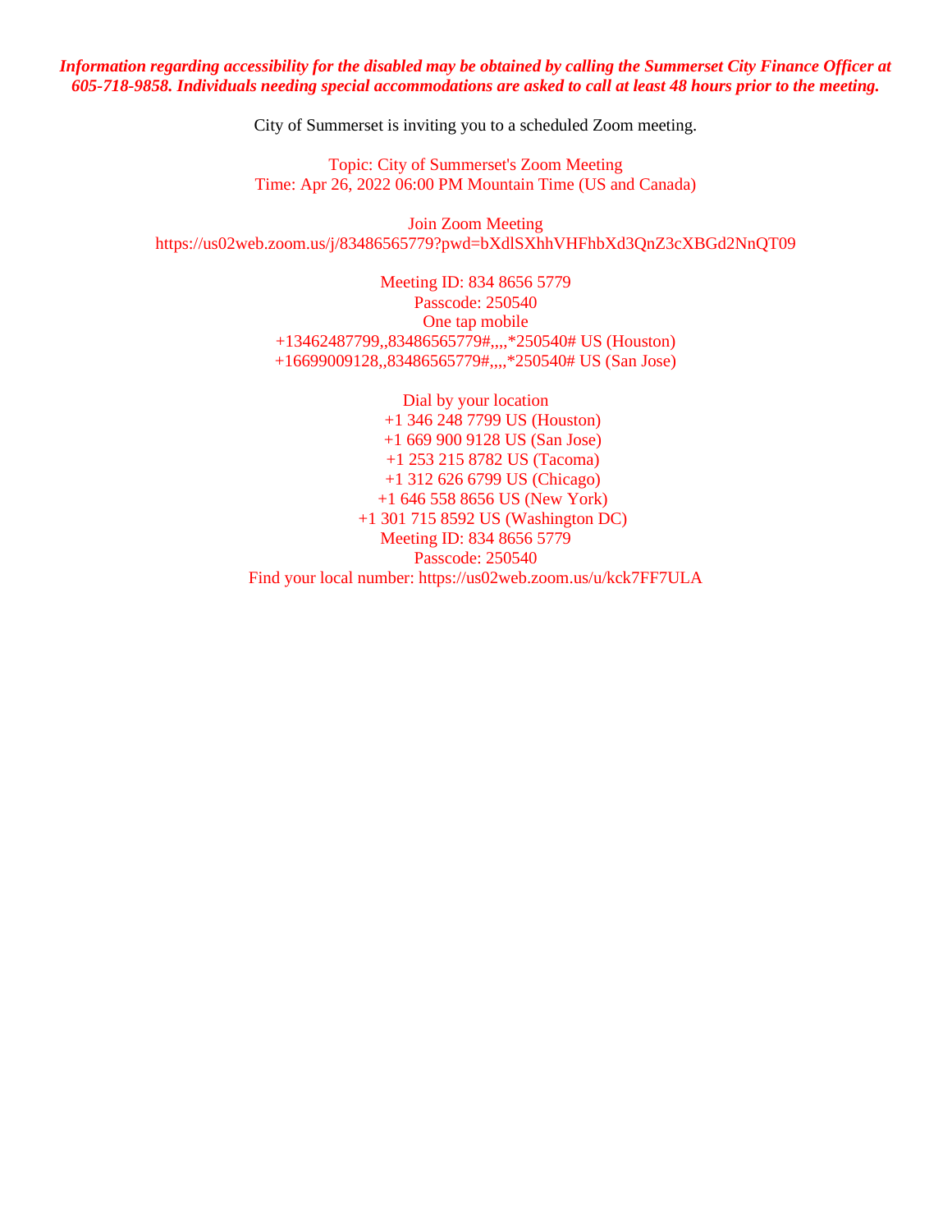***Information regarding accessibility for the disabled may be obtained by calling the Summerset City Finance Officer at 605-718-9858. Individuals needing special accommodations are asked to call at least 48 hours prior to the meeting.***

City of Summerset is inviting you to a scheduled Zoom meeting.

Topic: City of Summerset's Zoom Meeting
Time: Apr 26, 2022 06:00 PM Mountain Time (US and Canada)

Join Zoom Meeting
https://us02web.zoom.us/j/83486565779?pwd=bXdlSXhhVHFhbXd3QnZ3cXBGd2NnQT09

Meeting ID: 834 8656 5779
Passcode: 250540
One tap mobile
+13462487799,,83486565779#,,,,*250540# US (Houston)
+16699009128,,83486565779#,,,,*250540# US (San Jose)

Dial by your location
+1 346 248 7799 US (Houston)
+1 669 900 9128 US (San Jose)
+1 253 215 8782 US (Tacoma)
+1 312 626 6799 US (Chicago)
+1 646 558 8656 US (New York)
+1 301 715 8592 US (Washington DC)
Meeting ID: 834 8656 5779
Passcode: 250540
Find your local number: https://us02web.zoom.us/u/kck7FF7ULA